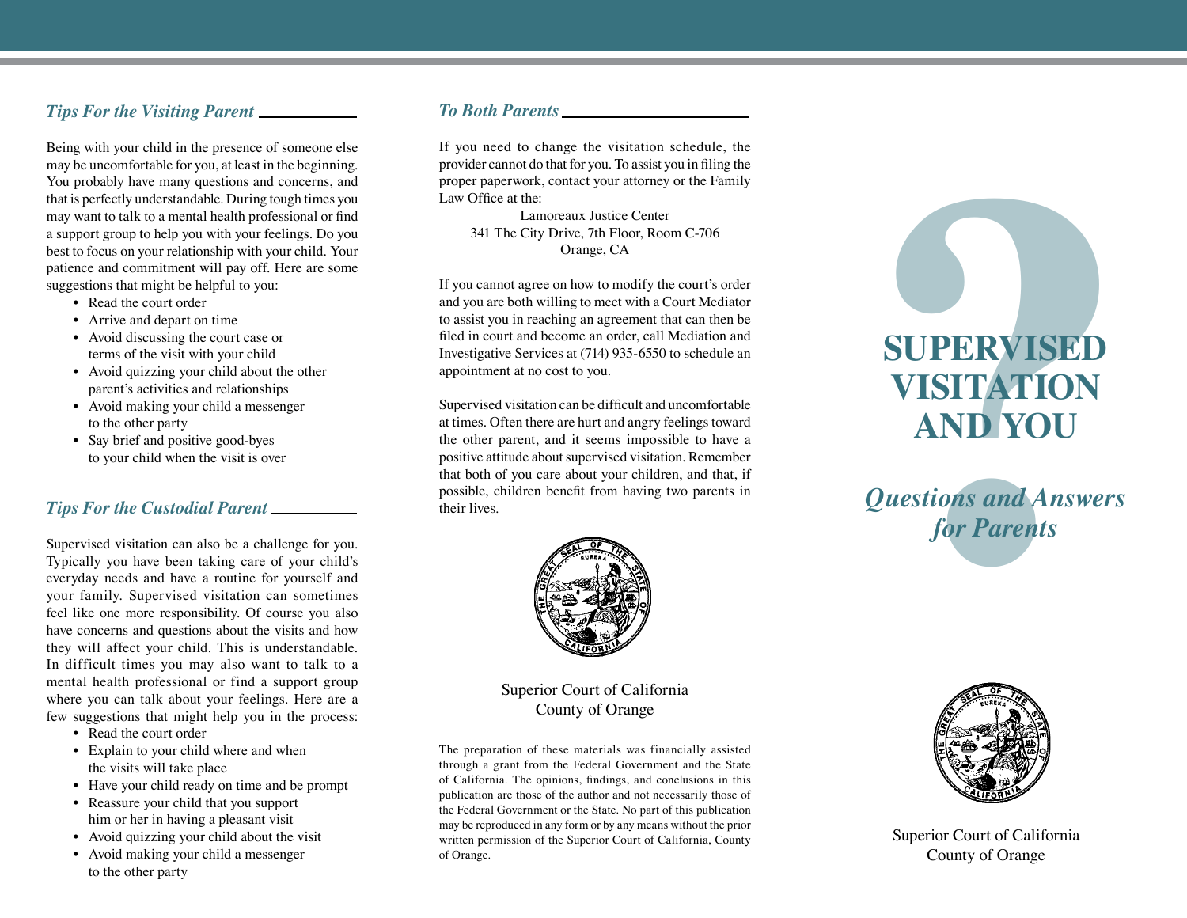## *Tips For the Visiting Parent*

Being with your child in the presence of someone else may be uncomfortable for you, at least in the beginning. You probably have many questions and concerns, and that is perfectly understandable. During tough times you may want to talk to a mental health professional or find a support group to help you with your feelings. Do you best to focus on your relationship with your child. Your patience and commitment will pay off. Here are some suggestions that might be helpful to you:

- Read the court order
- Arrive and depart on time
- Avoid discussing the court case or terms of the visit with your child
- Avoid quizzing your child about the other parent's activities and relationships
- Avoid making your child a messenger to the other party
- Say brief and positive good-byes to your child when the visit is over

## *Tips For the Custodial Parent*

Supervised visitation can also be a challenge for you. Typically you have been taking care of your child's everyday needs and have a routine for yourself and your family. Supervised visitation can sometimes feel like one more responsibility. Of course you also have concerns and questions about the visits and how they will affect your child. This is understandable. In difficult times you may also want to talk to a mental health professional or find a support group where you can talk about your feelings. Here are a few suggestions that might help you in the process:

- Read the court order
- Explain to your child where and when the visits will take place
- Have your child ready on time and be prompt
- Reassure your child that you support him or her in having a pleasant visit
- Avoid quizzing your child about the visit
- Avoid making your child a messenger to the other party

## *To Both Parents*

If you need to change the visitation schedule, the provider cannot do that for you. To assist you in filing the proper paperwork, contact your attorney or the Family Law Office at the:

Lamoreaux Justice Center
341 The City Drive, 7th Floor, Room C-706
Orange, CA

If you cannot agree on how to modify the court's order and you are both willing to meet with a Court Mediator to assist you in reaching an agreement that can then be filed in court and become an order, call Mediation and Investigative Services at (714) 935-6550 to schedule an appointment at no cost to you.

Supervised visitation can be difficult and uncomfortable at times. Often there are hurt and angry feelings toward the other parent, and it seems impossible to have a positive attitude about supervised visitation. Remember that both of you care about your children, and that, if possible, children benefit from having two parents in their lives.

Superior Court of California
County of Orange

The preparation of these materials was financially assisted through a grant from the Federal Government and the State of California. The opinions, findings, and conclusions in this publication are those of the author and not necessarily those of the Federal Government or the State. No part of this publication may be reproduced in any form or by any means without the prior written permission of the Superior Court of California, County of Orange.

# SUPERVISED VISITATION AND YOU

## *Questions and Answers for Parents*

Superior Court of California
County of Orange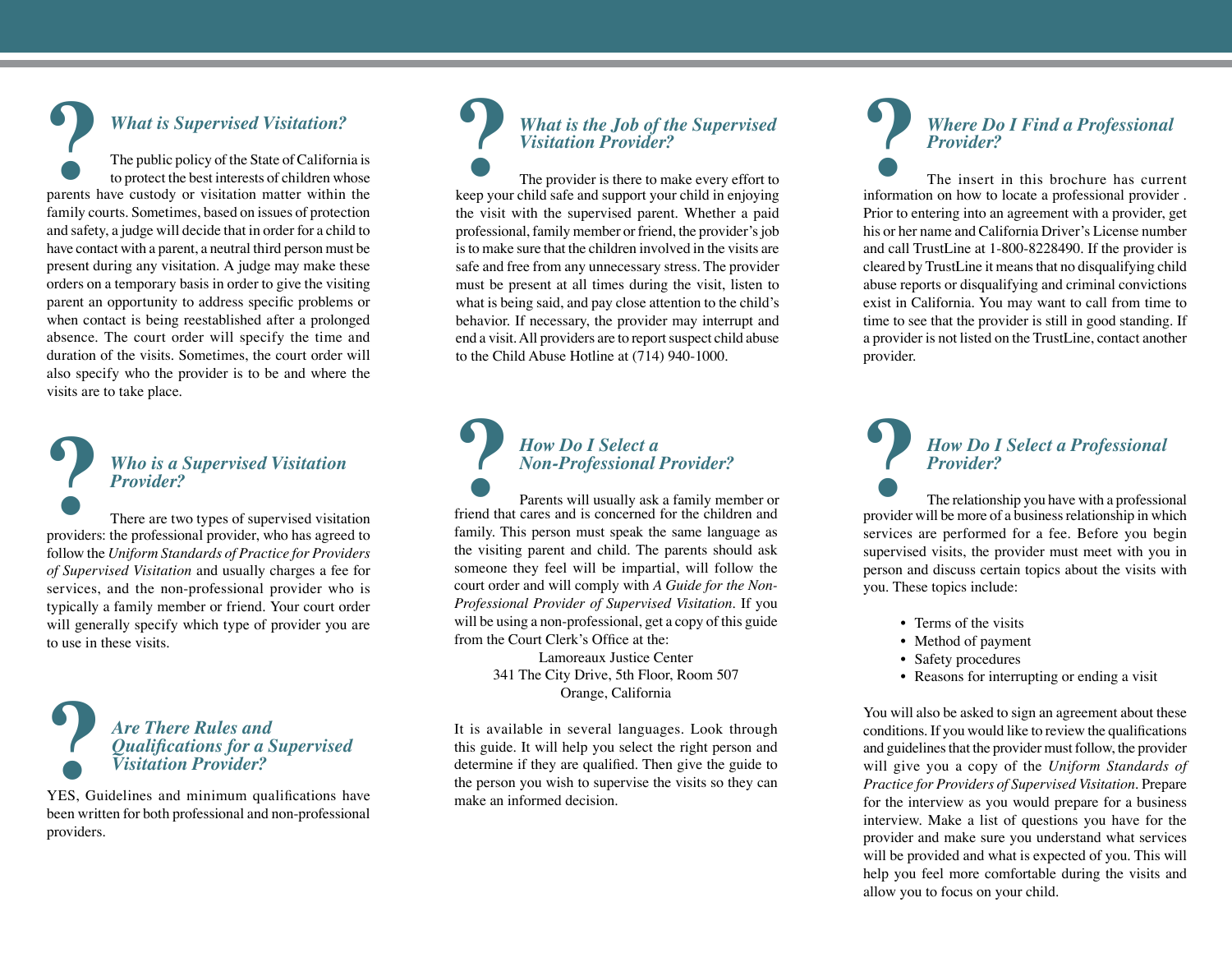## What is Supervised Visitation?

The public policy of the State of California is to protect the best interests of children whose parents have custody or visitation matter within the family courts. Sometimes, based on issues of protection and safety, a judge will decide that in order for a child to have contact with a parent, a neutral third person must be present during any visitation. A judge may make these orders on a temporary basis in order to give the visiting parent an opportunity to address specific problems or when contact is being reestablished after a prolonged absence. The court order will specify the time and duration of the visits. Sometimes, the court order will also specify who the provider is to be and where the visits are to take place.

## Who is a Supervised Visitation Provider?

There are two types of supervised visitation providers: the professional provider, who has agreed to follow the *Uniform Standards of Practice for Providers of Supervised Visitation* and usually charges a fee for services, and the non-professional provider who is typically a family member or friend. Your court order will generally specify which type of provider you are to use in these visits.

## Are There Rules and Qualifications for a Supervised Visitation Provider?

YES, Guidelines and minimum qualifications have been written for both professional and non-professional providers.

## What is the Job of the Supervised Visitation Provider?

The provider is there to make every effort to keep your child safe and support your child in enjoying the visit with the supervised parent. Whether a paid professional, family member or friend, the provider's job is to make sure that the children involved in the visits are safe and free from any unnecessary stress. The provider must be present at all times during the visit, listen to what is being said, and pay close attention to the child's behavior. If necessary, the provider may interrupt and end a visit. All providers are to report suspect child abuse to the Child Abuse Hotline at (714) 940-1000.

## How Do I Select a Non-Professional Provider?

Parents will usually ask a family member or friend that cares and is concerned for the children and family. This person must speak the same language as the visiting parent and child. The parents should ask someone they feel will be impartial, will follow the court order and will comply with *A Guide for the Non-Professional Provider of Supervised Visitation*. If you will be using a non-professional, get a copy of this guide from the Court Clerk's Office at the:

Lamoreaux Justice Center
341 The City Drive, 5th Floor, Room 507
Orange, California

It is available in several languages. Look through this guide. It will help you select the right person and determine if they are qualified. Then give the guide to the person you wish to supervise the visits so they can make an informed decision.

## Where Do I Find a Professional Provider?

The insert in this brochure has current information on how to locate a professional provider . Prior to entering into an agreement with a provider, get his or her name and California Driver's License number and call TrustLine at 1-800-8228490. If the provider is cleared by TrustLine it means that no disqualifying child abuse reports or disqualifying and criminal convictions exist in California. You may want to call from time to time to see that the provider is still in good standing. If a provider is not listed on the TrustLine, contact another provider.

## How Do I Select a Professional Provider?

The relationship you have with a professional provider will be more of a business relationship in which services are performed for a fee. Before you begin supervised visits, the provider must meet with you in person and discuss certain topics about the visits with you. These topics include:

- Terms of the visits
- Method of payment
- Safety procedures
- Reasons for interrupting or ending a visit

You will also be asked to sign an agreement about these conditions. If you would like to review the qualifications and guidelines that the provider must follow, the provider will give you a copy of the *Uniform Standards of Practice for Providers of Supervised Visitation*. Prepare for the interview as you would prepare for a business interview. Make a list of questions you have for the provider and make sure you understand what services will be provided and what is expected of you. This will help you feel more comfortable during the visits and allow you to focus on your child.